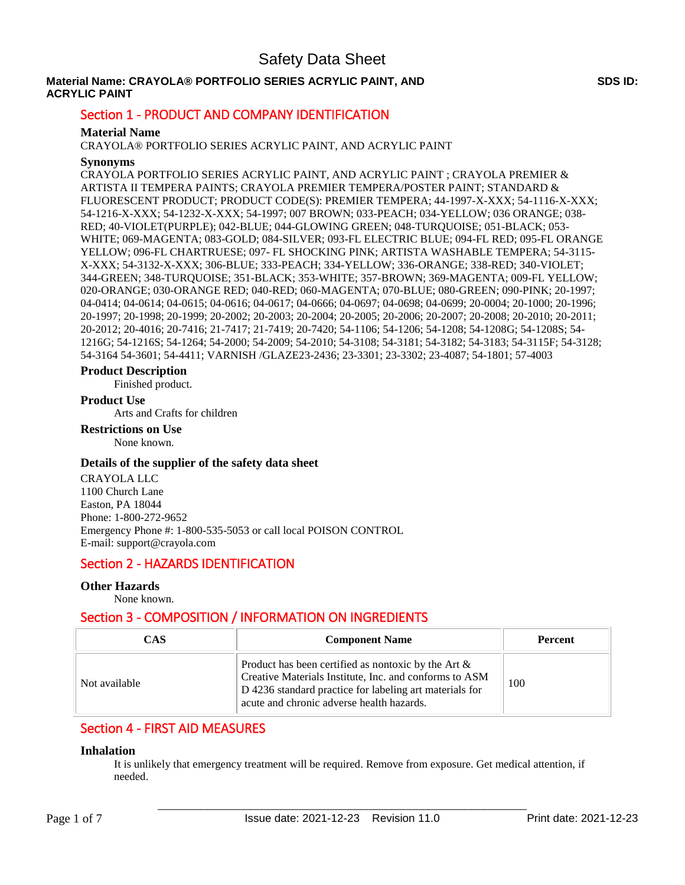# Safety Data Sheet

**Material Name: CRAYOLA® PORTFOLIO SERIES ACRYLIC PAINT, AND ACRYLIC PAINT** **SDS ID:**

## Section 1 - PRODUCT AND COMPANY IDENTIFICATION

### Material Name

CRAYOLA® PORTFOLIO SERIES ACRYLIC PAINT, AND ACRYLIC PAINT

### Synonyms

CRAYOLA PORTFOLIO SERIES ACRYLIC PAINT, AND ACRYLIC PAINT ; CRAYOLA PREMIER & ARTISTA II TEMPERA PAINTS; CRAYOLA PREMIER TEMPERA/POSTER PAINT; STANDARD & FLUORESCENT PRODUCT; PRODUCT CODE(S): PREMIER TEMPERA; 44-1997-X-XXX; 54-1116-X-XXX; 54-1216-X-XXX; 54-1232-X-XXX; 54-1997; 007 BROWN; 033-PEACH; 034-YELLOW; 036 ORANGE; 038-RED; 40-VIOLET(PURPLE); 042-BLUE; 044-GLOWING GREEN; 048-TURQUOISE; 051-BLACK; 053-WHITE; 069-MAGENTA; 083-GOLD; 084-SILVER; 093-FL ELECTRIC BLUE; 094-FL RED; 095-FL ORANGE YELLOW; 096-FL CHARTRUESE; 097- FL SHOCKING PINK; ARTISTA WASHABLE TEMPERA; 54-3115-X-XXX; 54-3132-X-XXX; 306-BLUE; 333-PEACH; 334-YELLOW; 336-ORANGE; 338-RED; 340-VIOLET; 344-GREEN; 348-TURQUOISE; 351-BLACK; 353-WHITE; 357-BROWN; 369-MAGENTA; 009-FL YELLOW; 020-ORANGE; 030-ORANGE RED; 040-RED; 060-MAGENTA; 070-BLUE; 080-GREEN; 090-PINK; 20-1997; 04-0414; 04-0614; 04-0615; 04-0616; 04-0617; 04-0666; 04-0697; 04-0698; 04-0699; 20-0004; 20-1000; 20-1996; 20-1997; 20-1998; 20-1999; 20-2002; 20-2003; 20-2004; 20-2005; 20-2006; 20-2007; 20-2008; 20-2010; 20-2011; 20-2012; 20-4016; 20-7416; 21-7417; 21-7419; 20-7420; 54-1106; 54-1206; 54-1208; 54-1208G; 54-1208S; 54-1216G; 54-1216S; 54-1264; 54-2000; 54-2009; 54-2010; 54-3108; 54-3181; 54-3182; 54-3183; 54-3115F; 54-3128; 54-3164 54-3601; 54-4411; VARNISH /GLAZE23-2436; 23-3301; 23-3302; 23-4087; 54-1801; 57-4003

### Product Description

Finished product.

### Product Use

Arts and Crafts for children

### Restrictions on Use

None known.

### Details of the supplier of the safety data sheet

CRAYOLA LLC
1100 Church Lane
Easton, PA 18044
Phone: 1-800-272-9652
Emergency Phone #: 1-800-535-5053 or call local POISON CONTROL
E-mail: support@crayola.com

## Section 2 - HAZARDS IDENTIFICATION

### Other Hazards

None known.

## Section 3 - COMPOSITION / INFORMATION ON INGREDIENTS

| CAS | Component Name | Percent |
|---|---|---|
| Not available | Product has been certified as nontoxic by the Art & Creative Materials Institute, Inc. and conforms to ASM D 4236 standard practice for labeling art materials for acute and chronic adverse health hazards. | 100 |

## Section 4 - FIRST AID MEASURES

### Inhalation

It is unlikely that emergency treatment will be required. Remove from exposure. Get medical attention, if needed.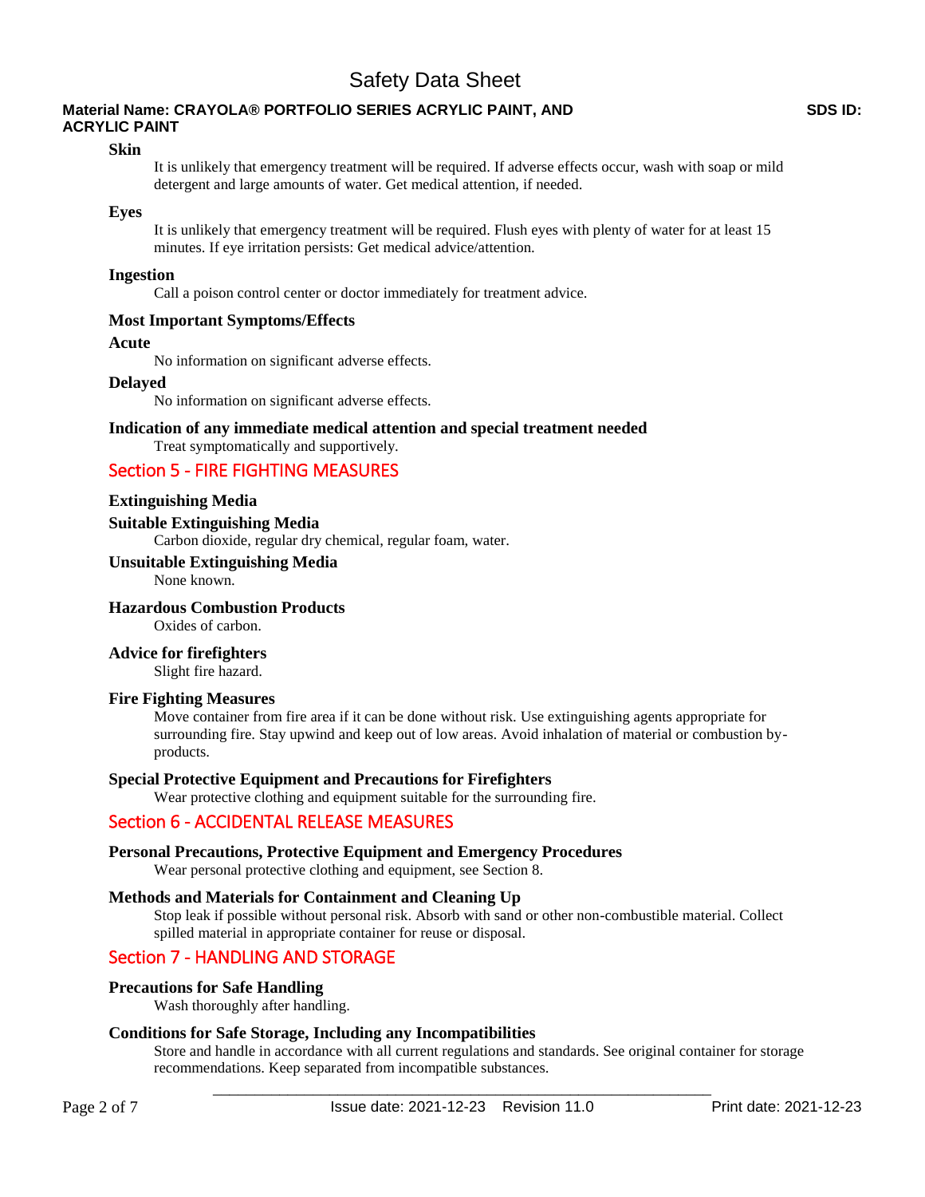**Skin**

It is unlikely that emergency treatment will be required. If adverse effects occur, wash with soap or mild detergent and large amounts of water. Get medical attention, if needed.

**Eyes**

It is unlikely that emergency treatment will be required. Flush eyes with plenty of water for at least 15 minutes. If eye irritation persists: Get medical advice/attention.

**Ingestion**

Call a poison control center or doctor immediately for treatment advice.

**Most Important Symptoms/Effects**

**Acute**

No information on significant adverse effects.

**Delayed**

No information on significant adverse effects.

**Indication of any immediate medical attention and special treatment needed**

Treat symptomatically and supportively.

## Section 5 - FIRE FIGHTING MEASURES

**Extinguishing Media**

**Suitable Extinguishing Media**

Carbon dioxide, regular dry chemical, regular foam, water.

**Unsuitable Extinguishing Media**

None known.

**Hazardous Combustion Products**

Oxides of carbon.

**Advice for firefighters**

Slight fire hazard.

**Fire Fighting Measures**

Move container from fire area if it can be done without risk. Use extinguishing agents appropriate for surrounding fire. Stay upwind and keep out of low areas. Avoid inhalation of material or combustion by-products.

**Special Protective Equipment and Precautions for Firefighters**

Wear protective clothing and equipment suitable for the surrounding fire.

## Section 6 - ACCIDENTAL RELEASE MEASURES

**Personal Precautions, Protective Equipment and Emergency Procedures**

Wear personal protective clothing and equipment, see Section 8.

**Methods and Materials for Containment and Cleaning Up**

Stop leak if possible without personal risk. Absorb with sand or other non-combustible material. Collect spilled material in appropriate container for reuse or disposal.

## Section 7 - HANDLING AND STORAGE

**Precautions for Safe Handling**

Wash thoroughly after handling.

**Conditions for Safe Storage, Including any Incompatibilities**

Store and handle in accordance with all current regulations and standards. See original container for storage recommendations. Keep separated from incompatible substances.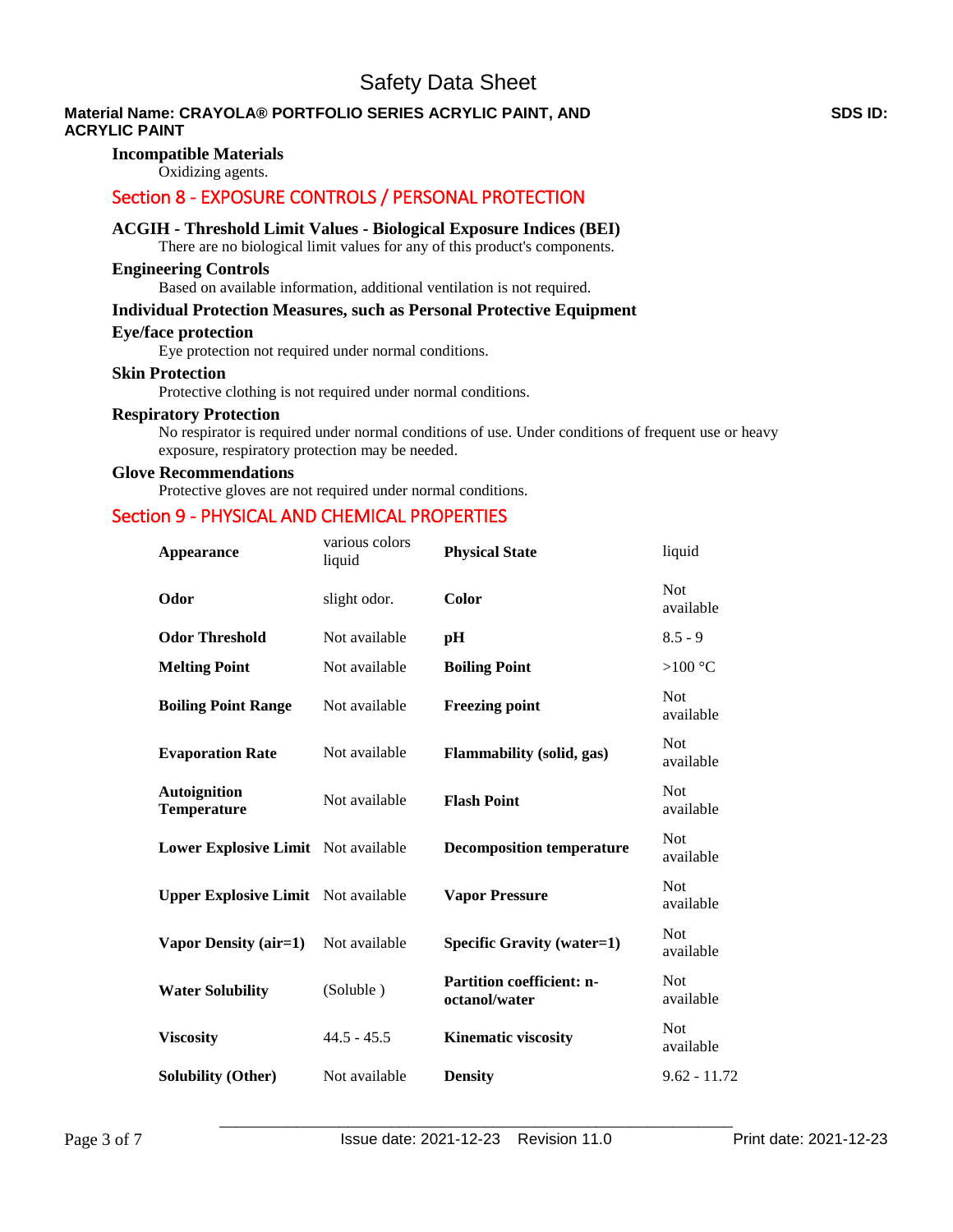**Incompatible Materials**

Oxidizing agents.

## Section 8 - EXPOSURE CONTROLS / PERSONAL PROTECTION

**ACGIH - Threshold Limit Values - Biological Exposure Indices (BEI)**

There are no biological limit values for any of this product's components.

**Engineering Controls**

Based on available information, additional ventilation is not required.

**Individual Protection Measures, such as Personal Protective Equipment**

**Eye/face protection**

Eye protection not required under normal conditions.

**Skin Protection**

Protective clothing is not required under normal conditions.

**Respiratory Protection**

No respirator is required under normal conditions of use. Under conditions of frequent use or heavy exposure, respiratory protection may be needed.

**Glove Recommendations**

Protective gloves are not required under normal conditions.

## Section 9 - PHYSICAL AND CHEMICAL PROPERTIES

| | | | |
|---|---|---|---|
| **Appearance** | various colors liquid | **Physical State** | liquid |
| **Odor** | slight odor. | **Color** | Not available |
| **Odor Threshold** | Not available | **pH** | 8.5 - 9 |
| **Melting Point** | Not available | **Boiling Point** | >100 °C |
| **Boiling Point Range** | Not available | **Freezing point** | Not available |
| **Evaporation Rate** | Not available | **Flammability (solid, gas)** | Not available |
| **Autoignition Temperature** | Not available | **Flash Point** | Not available |
| **Lower Explosive Limit** | Not available | **Decomposition temperature** | Not available |
| **Upper Explosive Limit** | Not available | **Vapor Pressure** | Not available |
| **Vapor Density (air=1)** | Not available | **Specific Gravity (water=1)** | Not available |
| **Water Solubility** | (Soluble ) | **Partition coefficient: n-octanol/water** | Not available |
| **Viscosity** | 44.5 - 45.5 | **Kinematic viscosity** | Not available |
| **Solubility (Other)** | Not available | **Density** | 9.62 - 11.72 |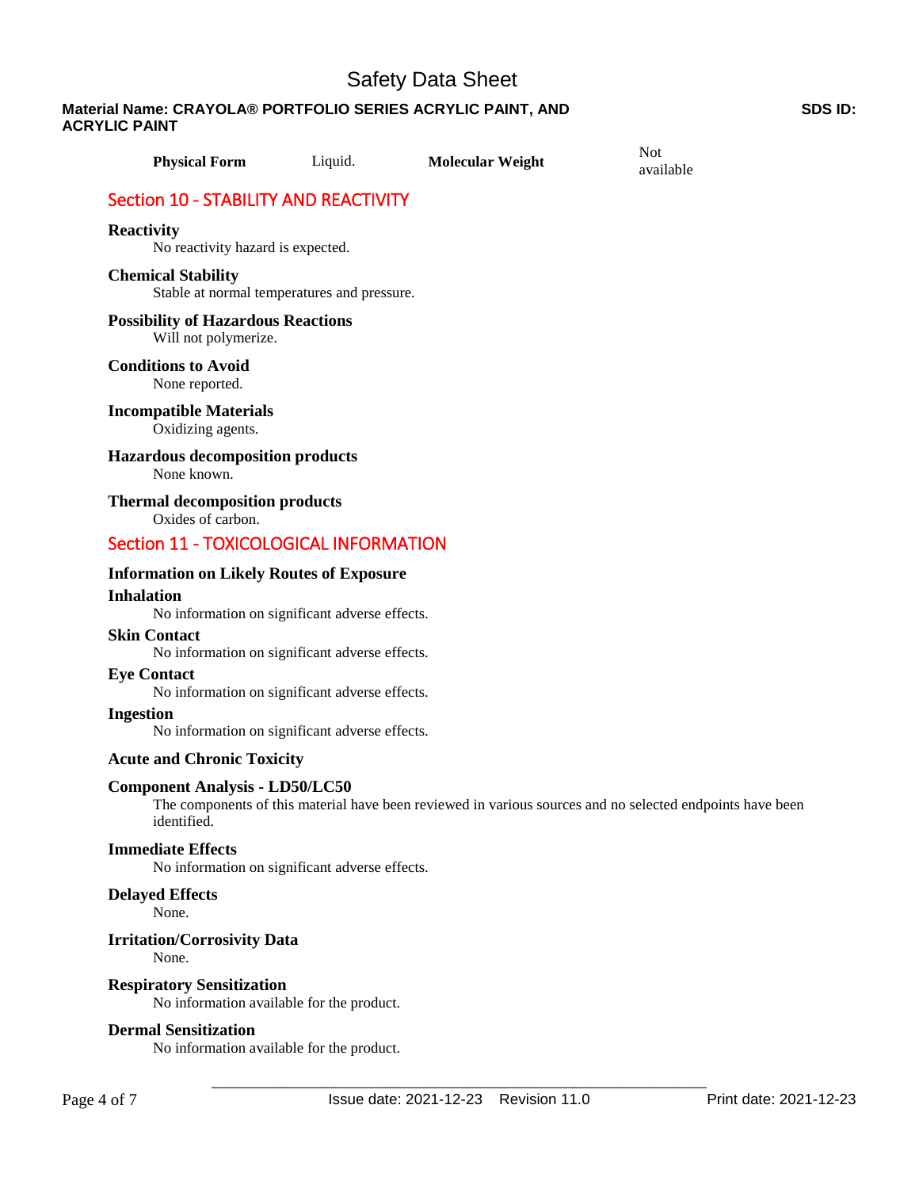| Physical Form | Liquid. | Molecular Weight | Not available |
|---|---|---|---|

## Section 10 - STABILITY AND REACTIVITY

**Reactivity**

No reactivity hazard is expected.

**Chemical Stability**

Stable at normal temperatures and pressure.

**Possibility of Hazardous Reactions**

Will not polymerize.

**Conditions to Avoid**

None reported.

**Incompatible Materials**

Oxidizing agents.

**Hazardous decomposition products**

None known.

**Thermal decomposition products**

Oxides of carbon.

## Section 11 - TOXICOLOGICAL INFORMATION

**Information on Likely Routes of Exposure**

**Inhalation**

No information on significant adverse effects.

**Skin Contact**

No information on significant adverse effects.

**Eye Contact**

No information on significant adverse effects.

**Ingestion**

No information on significant adverse effects.

**Acute and Chronic Toxicity**

**Component Analysis - LD50/LC50**

The components of this material have been reviewed in various sources and no selected endpoints have been identified.

**Immediate Effects**

No information on significant adverse effects.

**Delayed Effects**

None.

**Irritation/Corrosivity Data**

None.

**Respiratory Sensitization**

No information available for the product.

**Dermal Sensitization**

No information available for the product.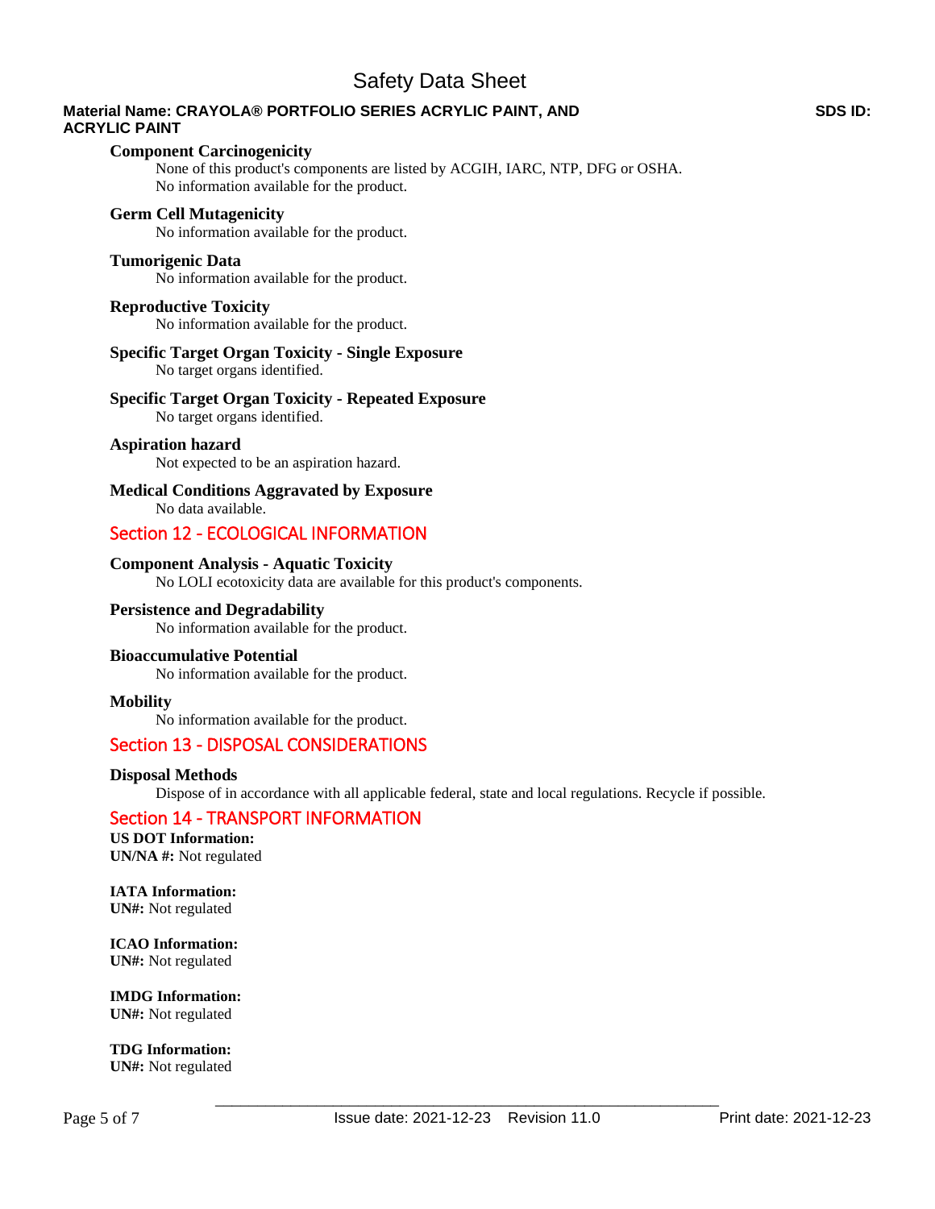### Component Carcinogenicity

None of this product's components are listed by ACGIH, IARC, NTP, DFG or OSHA.
No information available for the product.

### Germ Cell Mutagenicity

No information available for the product.

### Tumorigenic Data

No information available for the product.

### Reproductive Toxicity

No information available for the product.

### Specific Target Organ Toxicity - Single Exposure

No target organs identified.

### Specific Target Organ Toxicity - Repeated Exposure

No target organs identified.

### Aspiration hazard

Not expected to be an aspiration hazard.

### Medical Conditions Aggravated by Exposure

No data available.

## Section 12 - ECOLOGICAL INFORMATION

### Component Analysis - Aquatic Toxicity

No LOLI ecotoxicity data are available for this product's components.

### Persistence and Degradability

No information available for the product.

### Bioaccumulative Potential

No information available for the product.

### Mobility

No information available for the product.

## Section 13 - DISPOSAL CONSIDERATIONS

### Disposal Methods

Dispose of in accordance with all applicable federal, state and local regulations. Recycle if possible.

## Section 14 - TRANSPORT INFORMATION

**US DOT Information:**
**UN/NA #:** Not regulated

**IATA Information:**
**UN#:** Not regulated

**ICAO Information:**
**UN#:** Not regulated

**IMDG Information:**
**UN#:** Not regulated

**TDG Information:**
**UN#:** Not regulated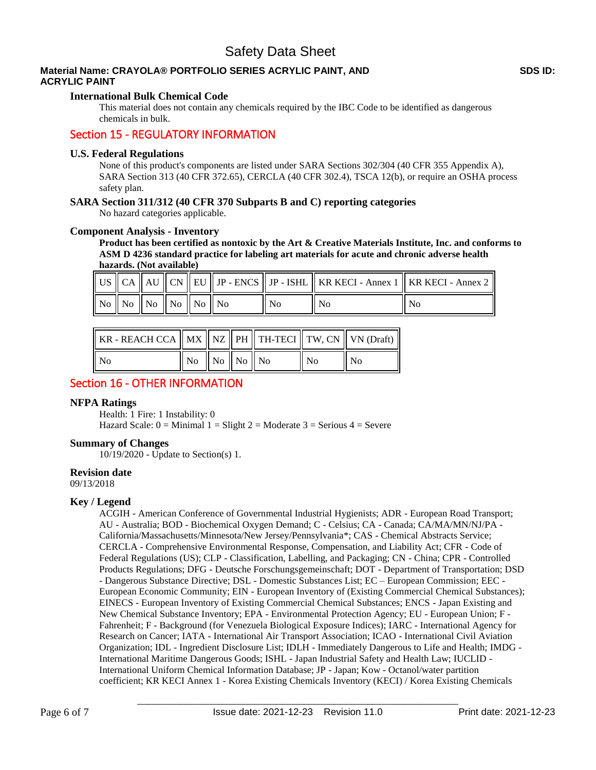### International Bulk Chemical Code

This material does not contain any chemicals required by the IBC Code to be identified as dangerous chemicals in bulk.

## Section 15 - REGULATORY INFORMATION

### U.S. Federal Regulations

None of this product's components are listed under SARA Sections 302/304 (40 CFR 355 Appendix A), SARA Section 313 (40 CFR 372.65), CERCLA (40 CFR 302.4), TSCA 12(b), or require an OSHA process safety plan.

### SARA Section 311/312 (40 CFR 370 Subparts B and C) reporting categories

No hazard categories applicable.

### Component Analysis - Inventory

**Product has been certified as nontoxic by the Art & Creative Materials Institute, Inc. and conforms to ASM D 4236 standard practice for labeling art materials for acute and chronic adverse health hazards. (Not available)**

| US | CA | AU | CN | EU | JP - ENCS | JP - ISHL | KR KECI - Annex 1 | KR KECI - Annex 2 |
|---|---|---|---|---|---|---|---|---|
| No | No | No | No | No | No | No | No | No |

| KR - REACH CCA | MX | NZ | PH | TH-TECI | TW, CN | VN (Draft) |
|---|---|---|---|---|---|---|
| No | No | No | No | No | No | No |

## Section 16 - OTHER INFORMATION

### NFPA Ratings

Health: 1 Fire: 1 Instability: 0
Hazard Scale: 0 = Minimal 1 = Slight 2 = Moderate 3 = Serious 4 = Severe

### Summary of Changes

10/19/2020 - Update to Section(s) 1.

### Revision date

09/13/2018

### Key / Legend

ACGIH - American Conference of Governmental Industrial Hygienists; ADR - European Road Transport; AU - Australia; BOD - Biochemical Oxygen Demand; C - Celsius; CA - Canada; CA/MA/MN/NJ/PA - California/Massachusetts/Minnesota/New Jersey/Pennsylvania*; CAS - Chemical Abstracts Service; CERCLA - Comprehensive Environmental Response, Compensation, and Liability Act; CFR - Code of Federal Regulations (US); CLP - Classification, Labelling, and Packaging; CN - China; CPR - Controlled Products Regulations; DFG - Deutsche Forschungsgemeinschaft; DOT - Department of Transportation; DSD - Dangerous Substance Directive; DSL - Domestic Substances List; EC – European Commission; EEC - European Economic Community; EIN - European Inventory of (Existing Commercial Chemical Substances); EINECS - European Inventory of Existing Commercial Chemical Substances; ENCS - Japan Existing and New Chemical Substance Inventory; EPA - Environmental Protection Agency; EU - European Union; F - Fahrenheit; F - Background (for Venezuela Biological Exposure Indices); IARC - International Agency for Research on Cancer; IATA - International Air Transport Association; ICAO - International Civil Aviation Organization; IDL - Ingredient Disclosure List; IDLH - Immediately Dangerous to Life and Health; IMDG - International Maritime Dangerous Goods; ISHL - Japan Industrial Safety and Health Law; IUCLID - International Uniform Chemical Information Database; JP - Japan; Kow - Octanol/water partition coefficient; KR KECI Annex 1 - Korea Existing Chemicals Inventory (KECI) / Korea Existing Chemicals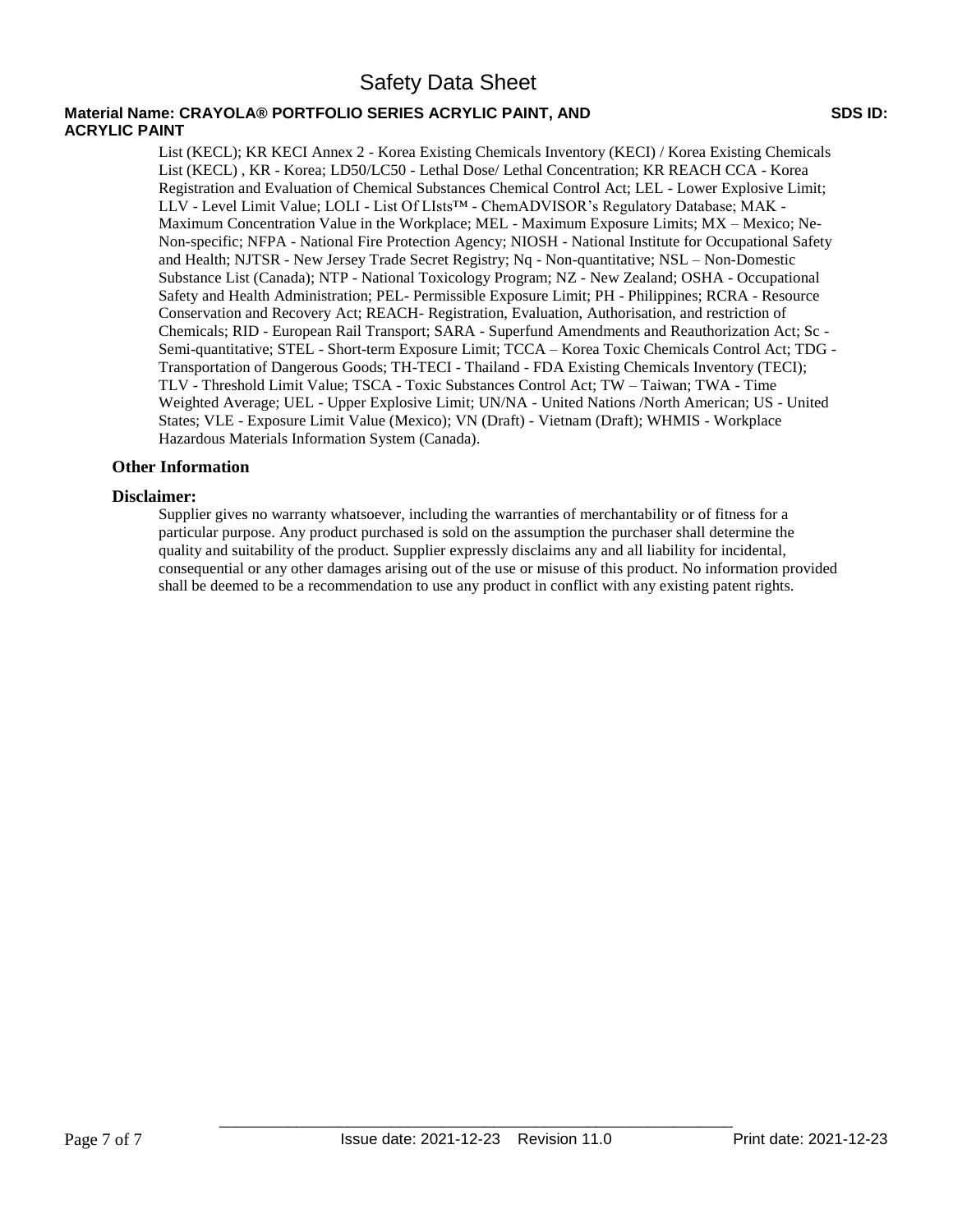List (KECL); KR KECI Annex 2 - Korea Existing Chemicals Inventory (KECI) / Korea Existing Chemicals List (KECL) , KR - Korea; LD50/LC50 - Lethal Dose/ Lethal Concentration; KR REACH CCA - Korea Registration and Evaluation of Chemical Substances Chemical Control Act; LEL - Lower Explosive Limit; LLV - Level Limit Value; LOLI - List Of LIsts™ - ChemADVISOR's Regulatory Database; MAK - Maximum Concentration Value in the Workplace; MEL - Maximum Exposure Limits; MX – Mexico; Ne- Non-specific; NFPA - National Fire Protection Agency; NIOSH - National Institute for Occupational Safety and Health; NJTSR - New Jersey Trade Secret Registry; Nq - Non-quantitative; NSL – Non-Domestic Substance List (Canada); NTP - National Toxicology Program; NZ - New Zealand; OSHA - Occupational Safety and Health Administration; PEL- Permissible Exposure Limit; PH - Philippines; RCRA - Resource Conservation and Recovery Act; REACH- Registration, Evaluation, Authorisation, and restriction of Chemicals; RID - European Rail Transport; SARA - Superfund Amendments and Reauthorization Act; Sc - Semi-quantitative; STEL - Short-term Exposure Limit; TCCA – Korea Toxic Chemicals Control Act; TDG - Transportation of Dangerous Goods; TH-TECI - Thailand - FDA Existing Chemicals Inventory (TECI); TLV - Threshold Limit Value; TSCA - Toxic Substances Control Act; TW – Taiwan; TWA - Time Weighted Average; UEL - Upper Explosive Limit; UN/NA - United Nations /North American; US - United States; VLE - Exposure Limit Value (Mexico); VN (Draft) - Vietnam (Draft); WHMIS - Workplace Hazardous Materials Information System (Canada).

### Other Information

**Disclaimer:**

Supplier gives no warranty whatsoever, including the warranties of merchantability or of fitness for a particular purpose. Any product purchased is sold on the assumption the purchaser shall determine the quality and suitability of the product. Supplier expressly disclaims any and all liability for incidental, consequential or any other damages arising out of the use or misuse of this product. No information provided shall be deemed to be a recommendation to use any product in conflict with any existing patent rights.